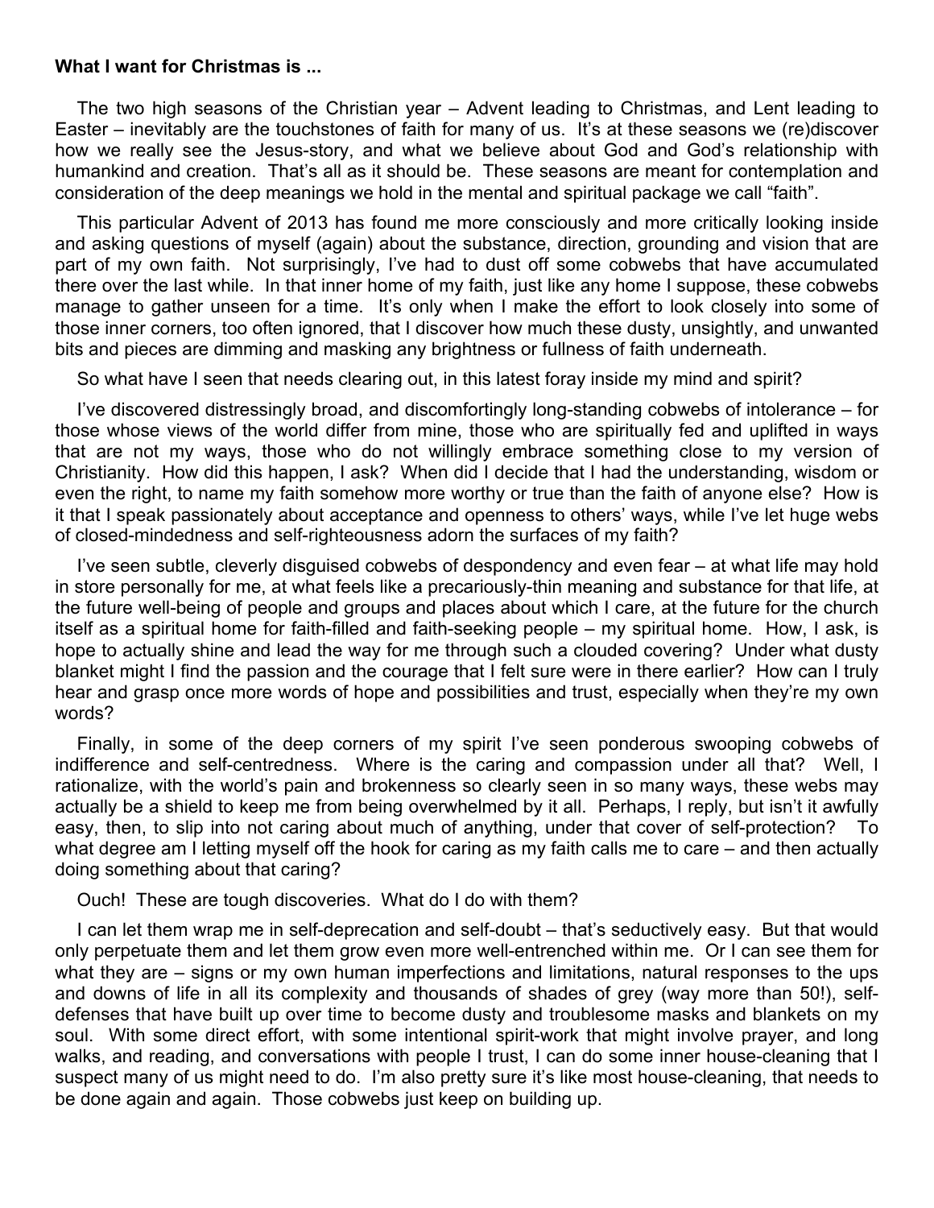**What I want for Christmas is ...**

The two high seasons of the Christian year – Advent leading to Christmas, and Lent leading to Easter – inevitably are the touchstones of faith for many of us. It's at these seasons we (re)discover how we really see the Jesus-story, and what we believe about God and God's relationship with humankind and creation. That's all as it should be. These seasons are meant for contemplation and consideration of the deep meanings we hold in the mental and spiritual package we call "faith".

This particular Advent of 2013 has found me more consciously and more critically looking inside and asking questions of myself (again) about the substance, direction, grounding and vision that are part of my own faith. Not surprisingly, I've had to dust off some cobwebs that have accumulated there over the last while. In that inner home of my faith, just like any home I suppose, these cobwebs manage to gather unseen for a time. It's only when I make the effort to look closely into some of those inner corners, too often ignored, that I discover how much these dusty, unsightly, and unwanted bits and pieces are dimming and masking any brightness or fullness of faith underneath.

So what have I seen that needs clearing out, in this latest foray inside my mind and spirit?

I've discovered distressingly broad, and discomfortingly long-standing cobwebs of intolerance – for those whose views of the world differ from mine, those who are spiritually fed and uplifted in ways that are not my ways, those who do not willingly embrace something close to my version of Christianity. How did this happen, I ask? When did I decide that I had the understanding, wisdom or even the right, to name my faith somehow more worthy or true than the faith of anyone else? How is it that I speak passionately about acceptance and openness to others' ways, while I've let huge webs of closed-mindedness and self-righteousness adorn the surfaces of my faith?

I've seen subtle, cleverly disguised cobwebs of despondency and even fear – at what life may hold in store personally for me, at what feels like a precariously-thin meaning and substance for that life, at the future well-being of people and groups and places about which I care, at the future for the church itself as a spiritual home for faith-filled and faith-seeking people – my spiritual home. How, I ask, is hope to actually shine and lead the way for me through such a clouded covering? Under what dusty blanket might I find the passion and the courage that I felt sure were in there earlier? How can I truly hear and grasp once more words of hope and possibilities and trust, especially when they're my own words?

Finally, in some of the deep corners of my spirit I've seen ponderous swooping cobwebs of indifference and self-centredness. Where is the caring and compassion under all that? Well, I rationalize, with the world's pain and brokenness so clearly seen in so many ways, these webs may actually be a shield to keep me from being overwhelmed by it all. Perhaps, I reply, but isn't it awfully easy, then, to slip into not caring about much of anything, under that cover of self-protection? To what degree am I letting myself off the hook for caring as my faith calls me to care – and then actually doing something about that caring?

Ouch! These are tough discoveries. What do I do with them?

I can let them wrap me in self-deprecation and self-doubt – that's seductively easy. But that would only perpetuate them and let them grow even more well-entrenched within me. Or I can see them for what they are – signs or my own human imperfections and limitations, natural responses to the ups and downs of life in all its complexity and thousands of shades of grey (way more than 50!), self-defenses that have built up over time to become dusty and troublesome masks and blankets on my soul. With some direct effort, with some intentional spirit-work that might involve prayer, and long walks, and reading, and conversations with people I trust, I can do some inner house-cleaning that I suspect many of us might need to do. I'm also pretty sure it's like most house-cleaning, that needs to be done again and again. Those cobwebs just keep on building up.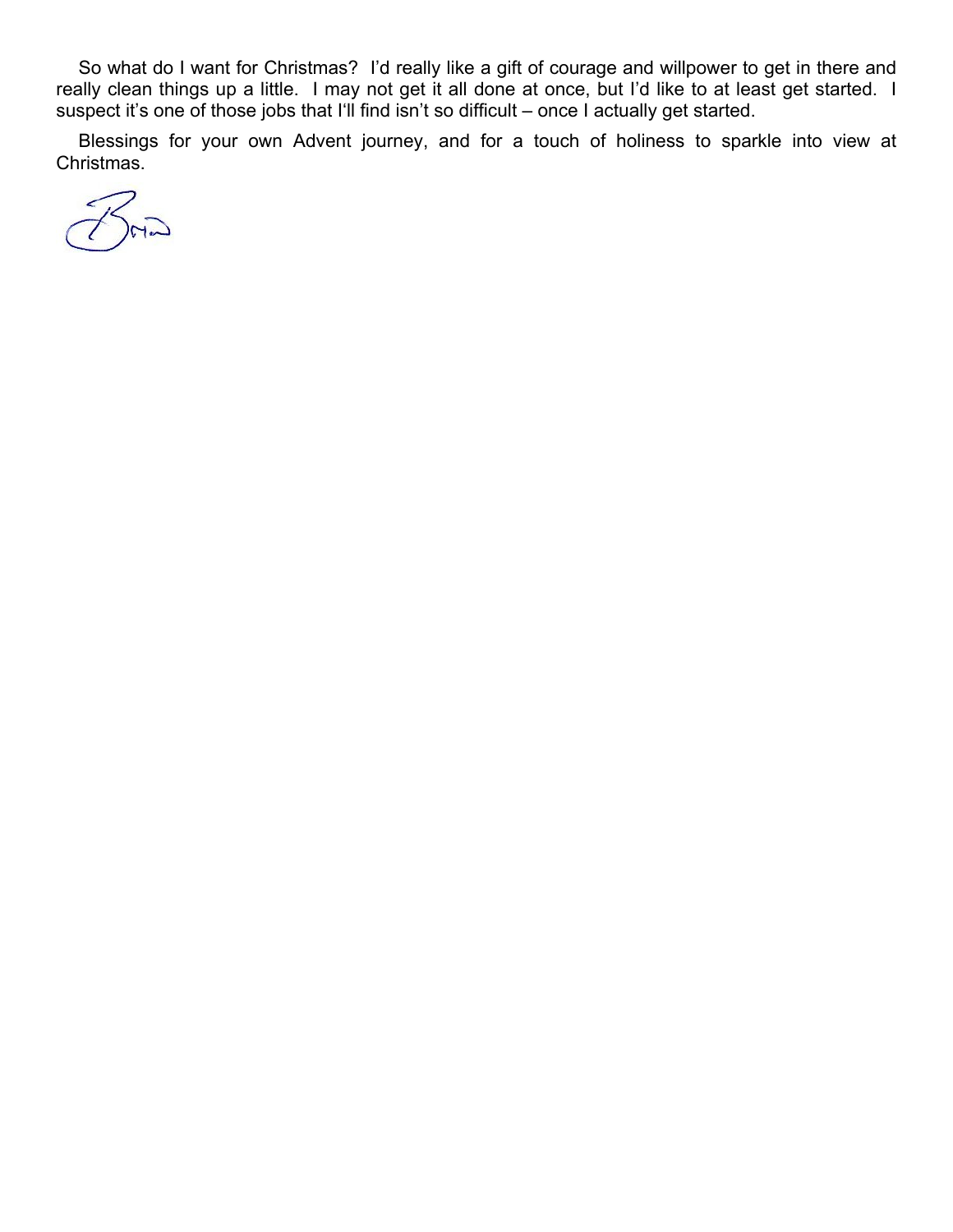So what do I want for Christmas? I'd really like a gift of courage and willpower to get in there and really clean things up a little. I may not get it all done at once, but I'd like to at least get started. I suspect it's one of those jobs that I'll find isn't so difficult – once I actually get started.

Blessings for your own Advent journey, and for a touch of holiness to sparkle into view at Christmas.